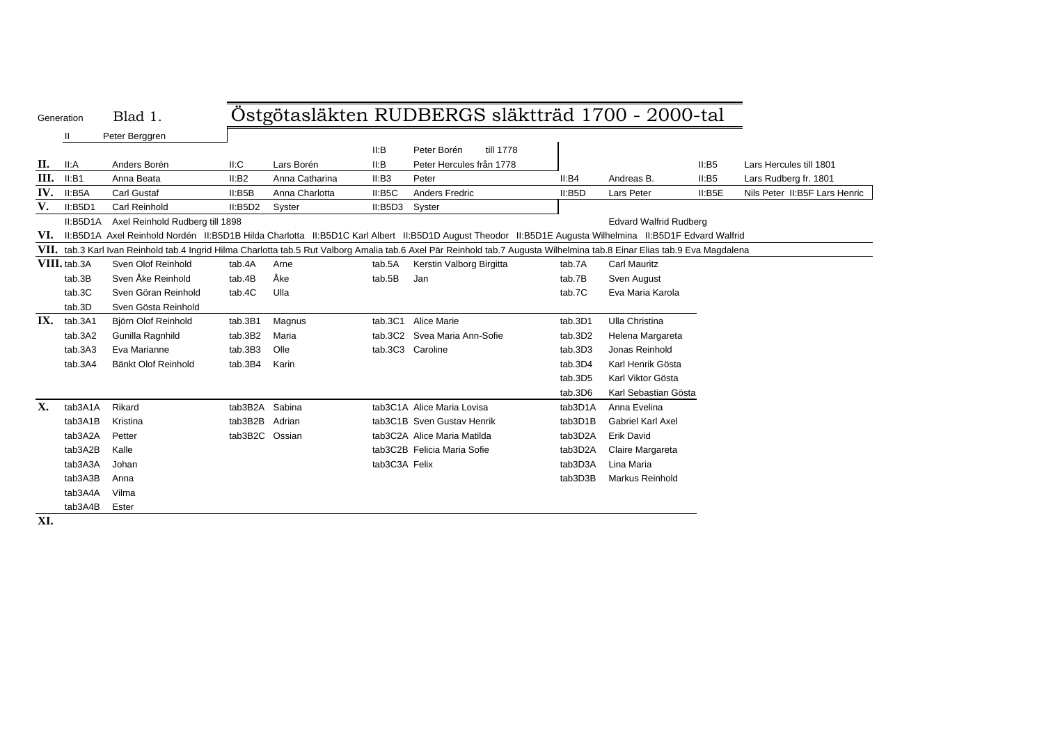Generation Blad 1.

# Östgötasläkten RUDBERGS släktträd 1700 - 2000-tal

| | | | | | | | | | | | |
|---|---|---|---|---|---|---|---|---|---|---|---|
| | II | Peter Berggren | | | | | | | | | |
| | | | | | II:B | Peter Borén till 1778 | | | | | |
| **II.** | II:A | Anders Borén | II:C | Lars Borén | II:B | Peter Hercules från 1778 | | | | II:B5 | Lars Hercules till 1801 |
| **III.** | II:B1 | Anna Beata | II:B2 | Anna Catharina | II:B3 | Peter | | II:B4 | Andreas B. | II:B5 | Lars Rudberg fr. 1801 |
| **IV.** | II:B5A | Carl Gustaf | II:B5B | Anna Charlotta | II:B5C | Anders Fredric | | II:B5D | Lars Peter | II:B5E | Nils Peter II:B5F Lars Henric |
| **V.** | II:B5D1 | Carl Reinhold | II:B5D2 | Syster | II:B5D3 | Syster | | | | | |
| | II:B5D1A | Axel Reinhold Rudberg till 1898 | | | | | | | Edvard Walfrid Rudberg | | |
| **VI.** | II:B5D1A Axel Reinhold Nordén II:B5D1B Hilda Charlotta II:B5D1C Karl Albert II:B5D1D August Theodor II:B5D1E Augusta Wilhelmina II:B5D1F Edvard Walfrid | | | | | | | | | | |
| **VII.** | tab.3 Karl Ivan Reinhold tab.4 Ingrid Hilma Charlotta tab.5 Rut Valborg Amalia tab.6 Axel Pär Reinhold tab.7 Augusta Wilhelmina tab.8 Einar Elias tab.9 Eva Magdalena | | | | | | | | | | |
| **VIII.** | tab.3A | Sven Olof Reinhold | tab.4A | Arne | tab.5A | Kerstin Valborg Birgitta | | tab.7A | Carl Mauritz | | |
| | tab.3B | Sven Åke Reinhold | tab.4B | Åke | tab.5B | Jan | | tab.7B | Sven August | | |
| | tab.3C | Sven Göran Reinhold | tab.4C | Ulla | | | | tab.7C | Eva Maria Karola | | |
| | tab.3D | Sven Gösta Reinhold | | | | | | | | | |
| **IX.** | tab.3A1 | Björn Olof Reinhold | tab.3B1 | Magnus | tab.3C1 | Alice Marie | | tab.3D1 | Ulla Christina | | |
| | tab.3A2 | Gunilla Ragnhild | tab.3B2 | Maria | tab.3C2 | Svea Maria Ann-Sofie | | tab.3D2 | Helena Margareta | | |
| | tab.3A3 | Eva Marianne | tab.3B3 | Olle | tab.3C3 | Caroline | | tab.3D3 | Jonas Reinhold | | |
| | tab.3A4 | Bänkt Olof Reinhold | tab.3B4 | Karin | | | | tab.3D4 | Karl Henrik Gösta | | |
| | | | | | | | | tab.3D5 | Karl Viktor Gösta | | |
| | | | | | | | | tab.3D6 | Karl Sebastian Gösta | | |
| **X.** | tab3A1A | Rikard | tab3B2A | Sabina | tab3C1A | Alice Maria Lovisa | | tab3D1A | Anna Evelina | | |
| | tab3A1B | Kristina | tab3B2B | Adrian | tab3C1B | Sven Gustav Henrik | | tab3D1B | Gabriel Karl Axel | | |
| | tab3A2A | Petter | tab3B2C | Ossian | tab3C2A | Alice Maria Matilda | | tab3D2A | Erik David | | |
| | tab3A2B | Kalle | | | tab3C2B | Felicia Maria Sofie | | tab3D2A | Claire Margareta | | |
| | tab3A3A | Johan | | | tab3C3A | Felix | | tab3D3A | Lina Maria | | |
| | tab3A3B | Anna | | | | | | tab3D3B | Markus Reinhold | | |
| | tab3A4A | Vilma | | | | | | | | | |
| | tab3A4B | Ester | | | | | | | | | |
| **XI.** | | | | | | | | | | | |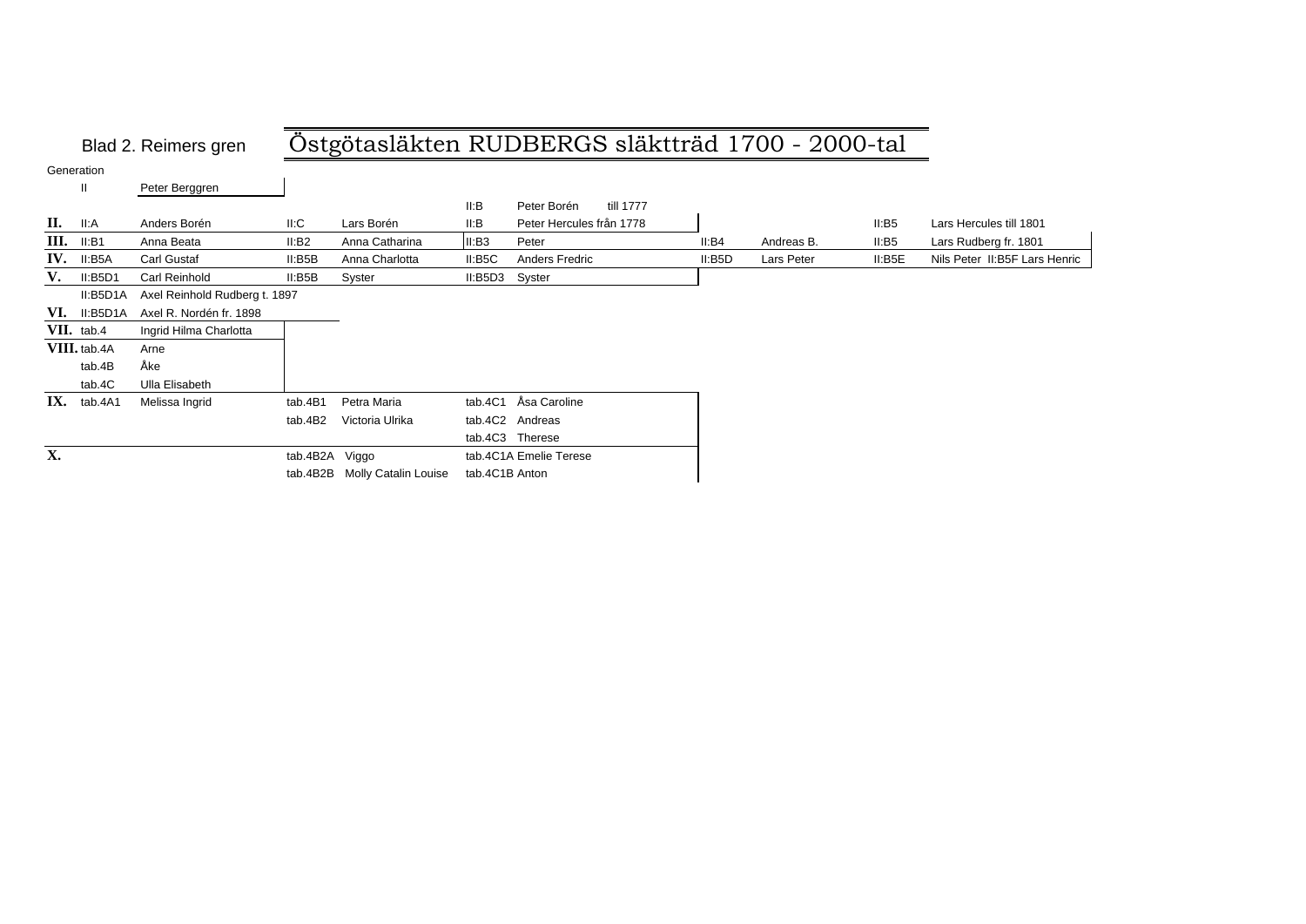Blad 2. Reimers gren

# Östgötasläkten RUDBERGS släktträd 1700 - 2000-tal

| Generation | | | | | | | | | | |
|---|---|---|---|---|---|---|---|---|---|---|
| | II | Peter Berggren | | | | | | | | |
| | | | | | II:B | Peter Borén till 1777 | | | | |
| **II.** | II:A | Anders Borén | II:C | Lars Borén | II:B | Peter Hercules från 1778 | | | II:B5 | Lars Hercules till 1801 |
| **III.** | II:B1 | Anna Beata | II:B2 | Anna Catharina | II:B3 | Peter | II:B4 | Andreas B. | II:B5 | Lars Rudberg fr. 1801 |
| **IV.** | II:B5A | Carl Gustaf | II:B5B | Anna Charlotta | II:B5C | Anders Fredric | II:B5D | Lars Peter | II:B5E | Nils Peter II:B5F Lars Henric |
| **V.** | II:B5D1 | Carl Reinhold | II:B5B | Syster | II:B5D3 | Syster | | | | |
| | II:B5D1A | Axel Reinhold Rudberg t. 1897 | | | | | | | | |
| **VI.** | II:B5D1A | Axel R. Nordén fr. 1898 | | | | | | | | |
| **VII.** | tab.4 | Ingrid Hilma Charlotta | | | | | | | | |
| **VIII.** | tab.4A | Arne | | | | | | | | |
| | tab.4B | Åke | | | | | | | | |
| | tab.4C | Ulla Elisabeth | | | | | | | | |
| **IX.** | tab.4A1 | Melissa Ingrid | tab.4B1 | Petra Maria | tab.4C1 | Åsa Caroline | | | | |
| | | | tab.4B2 | Victoria Ulrika | tab.4C2 | Andreas | | | | |
| | | | | | tab.4C3 | Therese | | | | |
| **X.** | | | tab.4B2A | Viggo | tab.4C1A | Emelie Terese | | | | |
| | | | tab.4B2B | Molly Catalin Louise | tab.4C1B | Anton | | | | |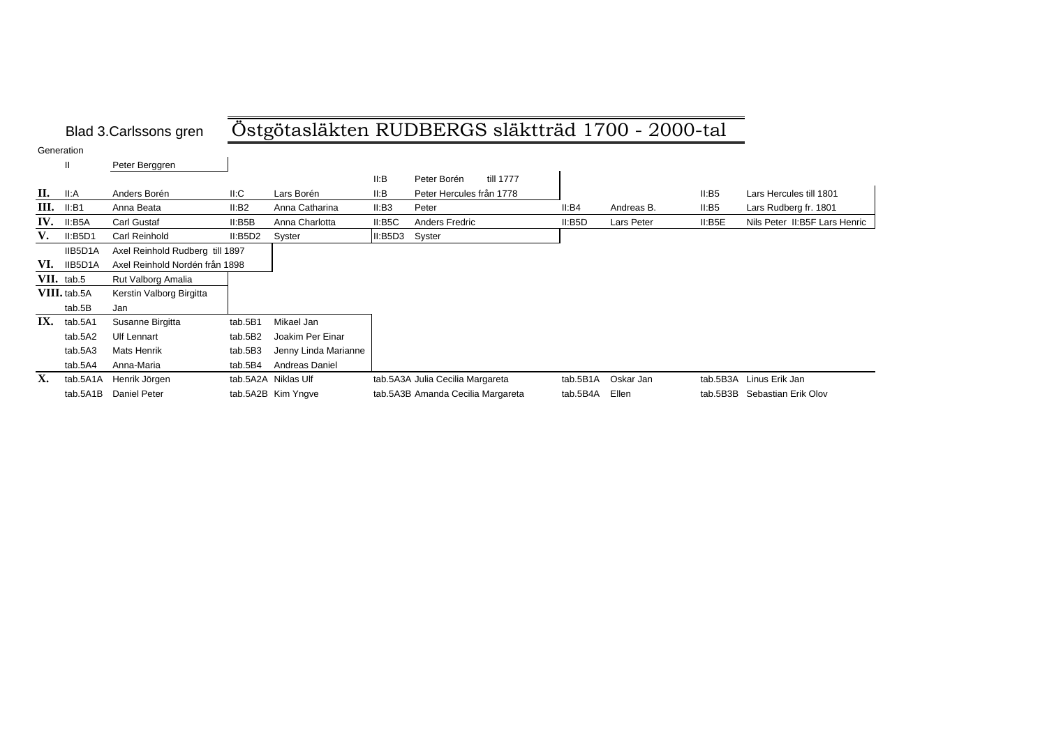Blad 3.Carlssons gren

# Östgötasläkten RUDBERGS släktträd 1700 - 2000-tal

| Generation | | | | | | | | | | |
|---|---|---|---|---|---|---|---|---|---|---|
| | II | Peter Berggren | | | | | | | | |
| | | | | | II:B | Peter Borén till 1777 | | | | |
| **II.** | II:A | Anders Borén | II:C | Lars Borén | II:B | Peter Hercules från 1778 | | | II:B5 | Lars Hercules till 1801 |
| **III.** | II:B1 | Anna Beata | II:B2 | Anna Catharina | II:B3 | Peter | II:B4 | Andreas B. | II:B5 | Lars Rudberg fr. 1801 |
| **IV.** | II:B5A | Carl Gustaf | II:B5B | Anna Charlotta | II:B5C | Anders Fredric | II:B5D | Lars Peter | II:B5E | Nils Peter II:B5F Lars Henric |
| **V.** | II:B5D1 | Carl Reinhold | II:B5D2 | Syster | II:B5D3 | Syster | | | | |
| | IIB5D1A | Axel Reinhold Rudberg till 1897 | | | | | | | | |
| **VI.** | IIB5D1A | Axel Reinhold Nordén från 1898 | | | | | | | | |
| **VII.** | tab.5 | Rut Valborg Amalia | | | | | | | | |
| **VIII.** | tab.5A | Kerstin Valborg Birgitta | | | | | | | | |
| | tab.5B | Jan | | | | | | | | |
| **IX.** | tab.5A1 | Susanne Birgitta | tab.5B1 | Mikael Jan | | | | | | |
| | tab.5A2 | Ulf Lennart | tab.5B2 | Joakim Per Einar | | | | | | |
| | tab.5A3 | Mats Henrik | tab.5B3 | Jenny Linda Marianne | | | | | | |
| | tab.5A4 | Anna-Maria | tab.5B4 | Andreas Daniel | | | | | | |
| **X.** | tab.5A1A | Henrik Jörgen | tab.5A2A | Niklas Ulf | tab.5A3A | Julia Cecilia Margareta | tab.5B1A | Oskar Jan | tab.5B3A | Linus Erik Jan |
| | tab.5A1B | Daniel Peter | tab.5A2B | Kim Yngve | tab.5A3B | Amanda Cecilia Margareta | tab.5B4A | Ellen | tab.5B3B | Sebastian Erik Olov |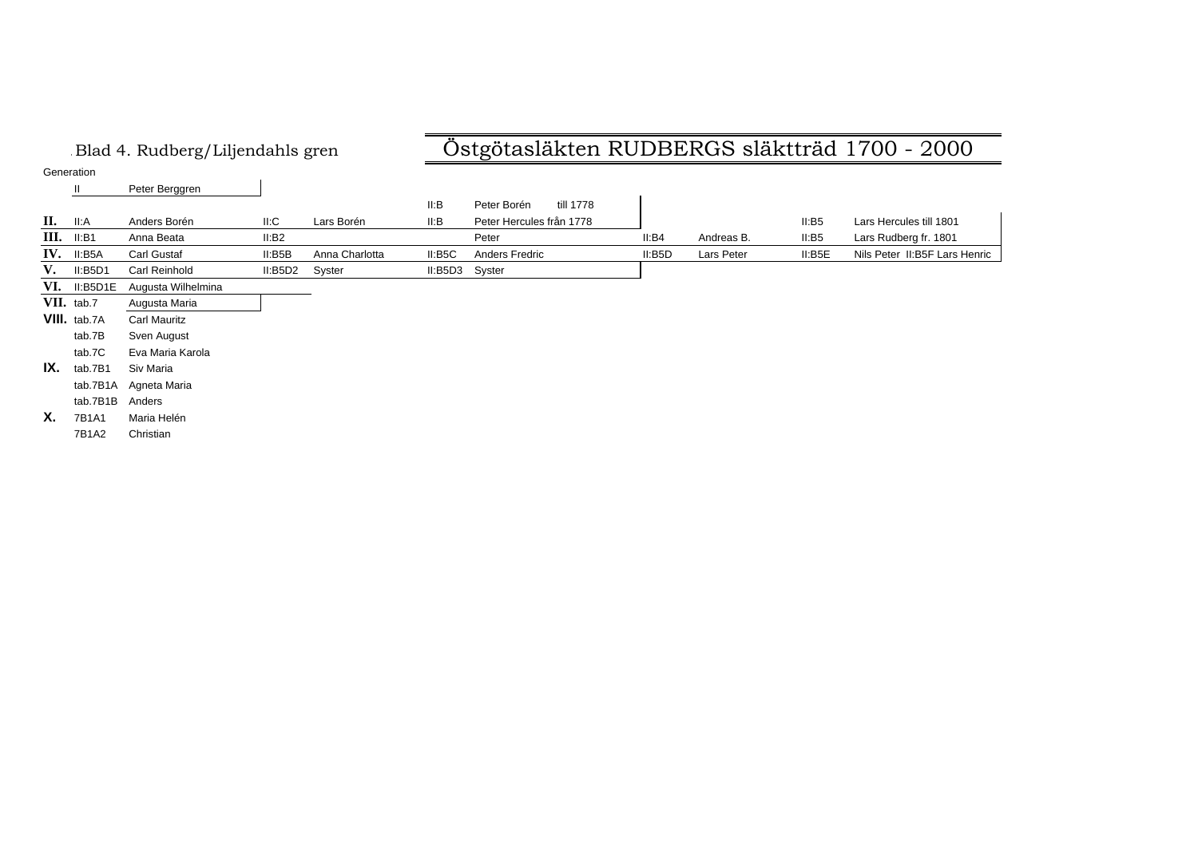Blad 4. Rudberg/Liljendahls gren

# Östgötasläkten RUDBERGS släktträd 1700 - 2000

| Generation | | | | | | | | | | | |
|---|---|---|---|---|---|---|---|---|---|---|---|
| | II | Peter Berggren | | | | | | | | | |
| | | | | | II:B | Peter Borén till 1778 | | | | | |
| **II.** | II:A | Anders Borén | II:C | Lars Borén | II:B | Peter Hercules från 1778 | | | II:B5 | Lars Hercules till 1801 |
| **III.** | II:B1 | Anna Beata | II:B2 | | | Peter | II:B4 | Andreas B. | II:B5 | Lars Rudberg fr. 1801 |
| **IV.** | II:B5A | Carl Gustaf | II:B5B | Anna Charlotta | II:B5C | Anders Fredric | II:B5D | Lars Peter | II:B5E | Nils Peter II:B5F Lars Henric |
| **V.** | II:B5D1 | Carl Reinhold | II:B5D2 | Syster | II:B5D3 | Syster | | | | |
| **VI.** | II:B5D1E | Augusta Wilhelmina | | | | | | | | |
| **VII.** | tab.7 | Augusta Maria | | | | | | | | |
| **VIII.** | tab.7A | Carl Mauritz | | | | | | | | |
| | tab.7B | Sven August | | | | | | | | |
| | tab.7C | Eva Maria Karola | | | | | | | | |
| **IX.** | tab.7B1 | Siv Maria | | | | | | | | |
| | tab.7B1A | Agneta Maria | | | | | | | | |
| | tab.7B1B | Anders | | | | | | | | |
| **X.** | 7B1A1 | Maria Helén | | | | | | | | |
| | 7B1A2 | Christian | | | | | | | | |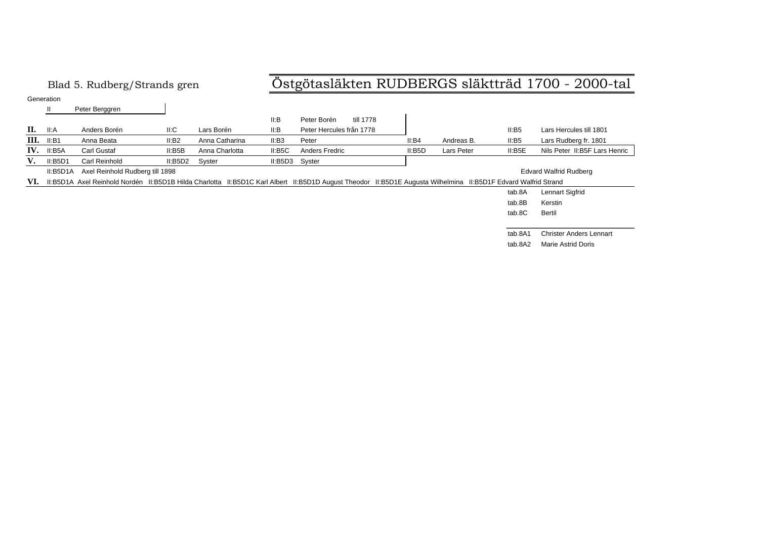Blad 5. Rudberg/Strands gren

# Östgötasläkten RUDBERGS släktträd 1700 - 2000-tal

Generation

| | | | | | | | | | | |
|---|---|---|---|---|---|---|---|---|---|---|
| | II | Peter Berggren | | | | | | | | |
| | | | | | II:B | Peter Borén till 1778 | | | | |
| **II.** | II:A | Anders Borén | II:C | Lars Borén | II:B | Peter Hercules från 1778 | | | II:B5 | Lars Hercules till 1801 |
| **III.** | II:B1 | Anna Beata | II:B2 | Anna Catharina | II:B3 | Peter | II:B4 | Andreas B. | II:B5 | Lars Rudberg fr. 1801 |
| **IV.** | II:B5A | Carl Gustaf | II:B5B | Anna Charlotta | II:B5C | Anders Fredric | II:B5D | Lars Peter | II:B5E | Nils Peter II:B5F Lars Henric |
| **V.** | II:B5D1 | Carl Reinhold | II:B5D2 | Syster | II:B5D3 | Syster | | | | |
| | II:B5D1A | Axel Reinhold Rudberg till 1898 | | | | | | | | Edvard Walfrid Rudberg |

**VI.** II:B5D1A Axel Reinhold Nordén II:B5D1B Hilda Charlotta II:B5D1C Karl Albert II:B5D1D August Theodor II:B5D1E Augusta Wilhelmina II:B5D1F Edvard Walfrid Strand

| | |
|---|---|
| tab.8A | Lennart Sigfrid |
| tab.8B | Kerstin |
| tab.8C | Bertil |

| | |
|---|---|
| tab.8A1 | Christer Anders Lennart |
| tab.8A2 | Marie Astrid Doris |